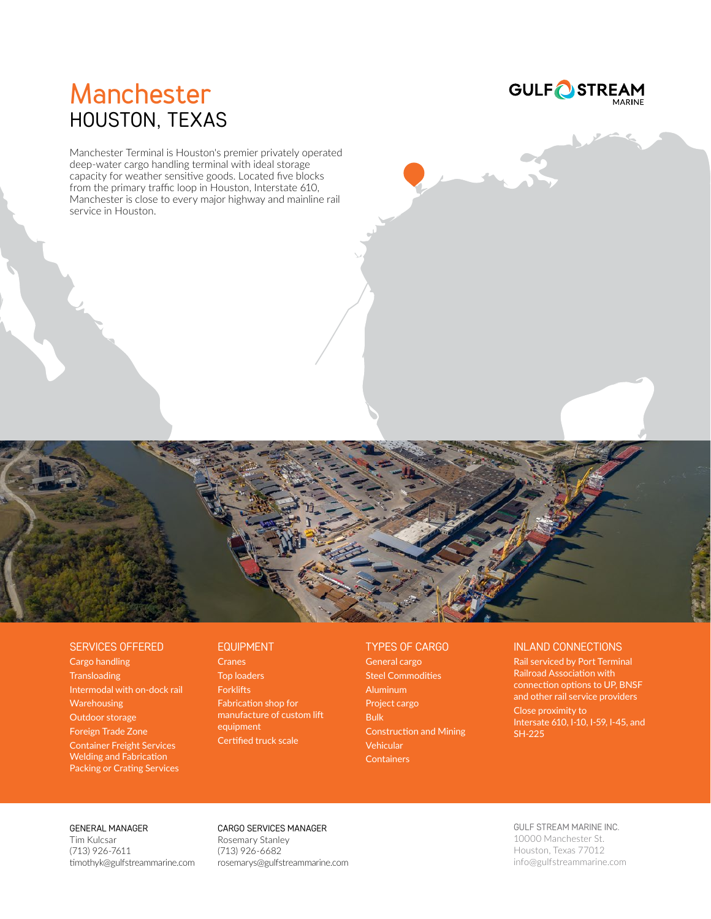# Manchester

## HOUSTON, TEXAS

GULF STREAM MARINE

Manchester Terminal is Houston's premier privately operated deep-water cargo handling terminal with ideal storage capacity for weather sensitive goods. Located five blocks from the primary traffic loop in Houston, Interstate 610, Manchester is close to every major highway and mainline rail service in Houston.

### SERVICES OFFERED

- Cargo handling
- Transloading
- Intermodal with on-dock rail
- Warehousing
- Outdoor storage
- Foreign Trade Zone
- Container Freight Services
- Welding and Fabrication
- Packing or Crating Services

### EQUIPMENT

- Cranes
- Top loaders
- Forklifts
- Fabrication shop for manufacture of custom lift equipment
- Certified truck scale

### TYPES OF CARGO

- General cargo
- Steel Commodities
- Aluminum
- Project cargo
- Bulk
- Construction and Mining
- Vehicular
- Containers

### INLAND CONNECTIONS

- Rail serviced by Port Terminal Railroad Association with connection options to UP, BNSF and other rail service providers
- Close proximity to Intersate 610, I-10, I-59, I-45, and SH-225

GENERAL MANAGER
Tim Kulcsar
(713) 926-7611
timothyk@gulfstreammarine.com

CARGO SERVICES MANAGER
Rosemary Stanley
(713) 926-6682
rosemarys@gulfstreammarine.com

GULF STREAM MARINE INC.
10000 Manchester St.
Houston, Texas 77012
info@gulfstreammarine.com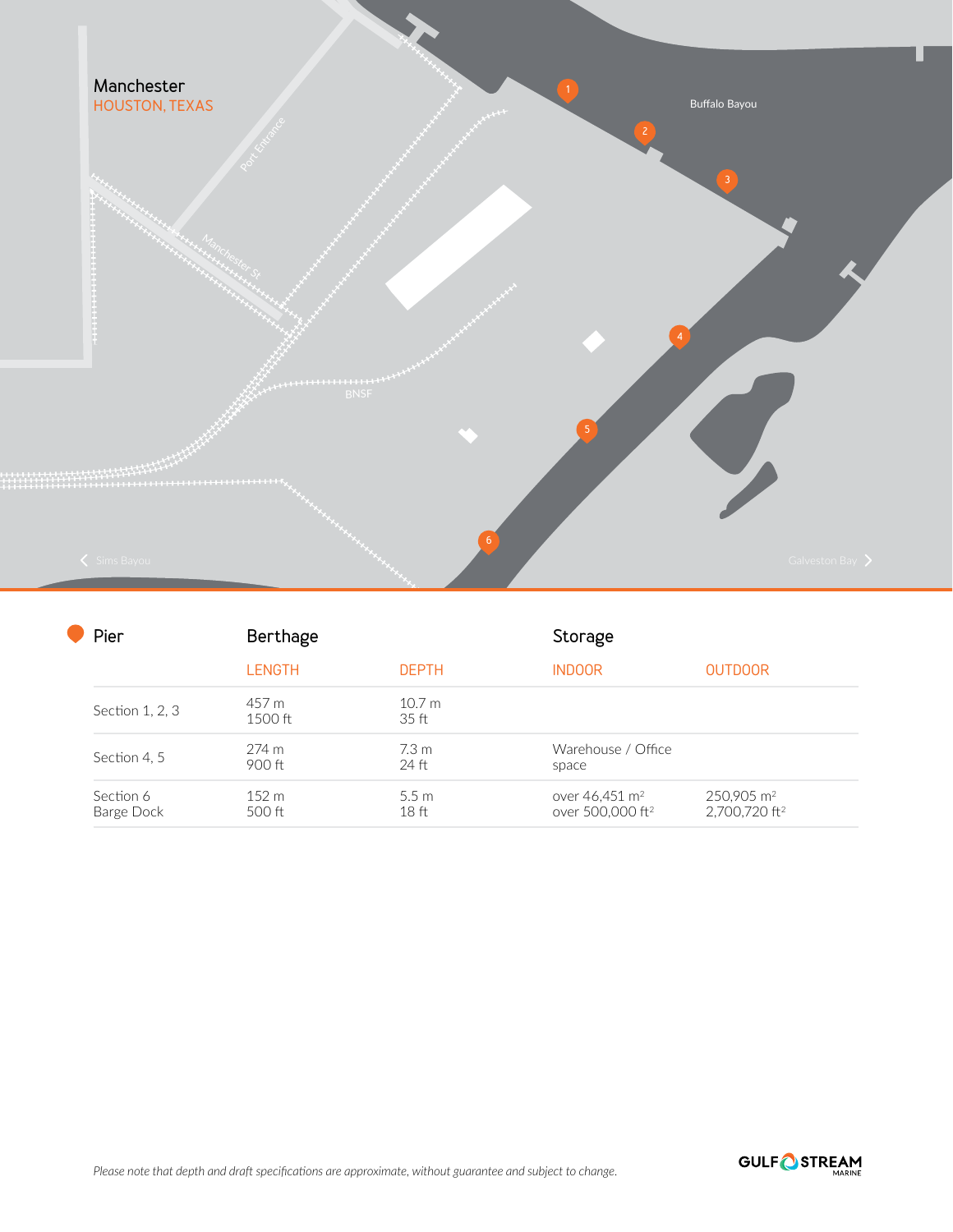# Manchester
## HOUSTON, TEXAS

Port Entrance

Manchester St

BNSF

Buffalo Bayou

Sims Bayou

Galveston Bay

1 2 3 4 5 6

| Pier | Berthage | | Storage | |
|---|---|---|---|---|
| | LENGTH | DEPTH | INDOOR | OUTDOOR |
| Section 1, 2, 3 | 457 m<br>1500 ft | 10.7 m<br>35 ft | | |
| Section 4, 5 | 274 m<br>900 ft | 7.3 m<br>24 ft | Warehouse / Office space | |
| Section 6<br>Barge Dock | 152 m<br>500 ft | 5.5 m<br>18 ft | over 46,451 m²<br>over 500,000 ft² | 250,905 m²<br>2,700,720 ft² |

*Please note that depth and draft specifications are approximate, without guarantee and subject to change.*

GULF STREAM MARINE